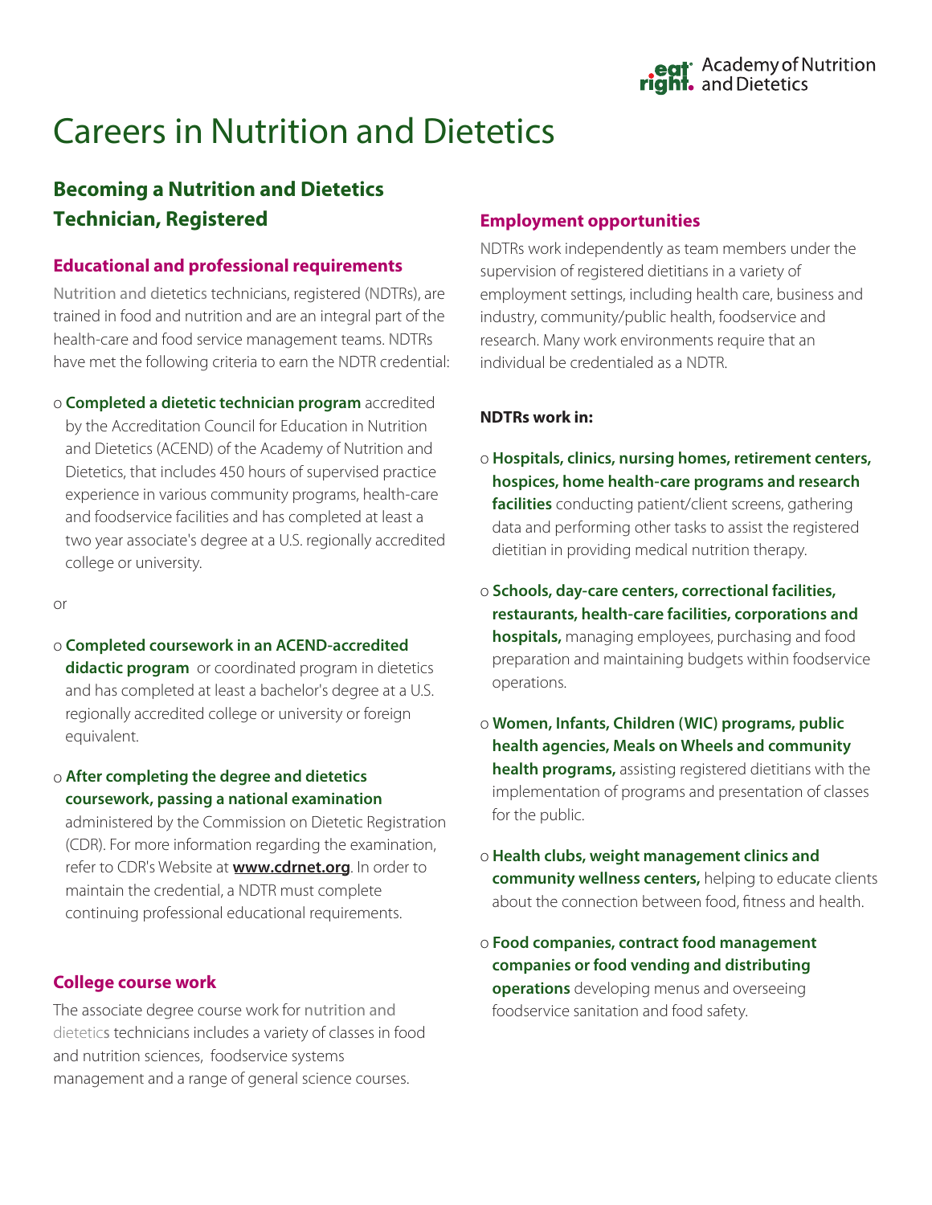# Careers in Nutrition and Dietetics

## Becoming a Nutrition and Dietetics Technician, Registered

### Educational and professional requirements

Nutrition and dietetics technicians, registered (NDTRs), are trained in food and nutrition and are an integral part of the health-care and food service management teams. NDTRs have met the following criteria to earn the NDTR credential:

- **Completed a dietetic technician program** accredited by the Accreditation Council for Education in Nutrition and Dietetics (ACEND) of the Academy of Nutrition and Dietetics, that includes 450 hours of supervised practice experience in various community programs, health-care and foodservice facilities and has completed at least a two year associate's degree at a U.S. regionally accredited college or university.

or

- **Completed coursework in an ACEND-accredited didactic program** or coordinated program in dietetics and has completed at least a bachelor's degree at a U.S. regionally accredited college or university or foreign equivalent.

- **After completing the degree and dietetics coursework, passing a national examination** administered by the Commission on Dietetic Registration (CDR). For more information regarding the examination, refer to CDR's Website at **www.cdrnet.org**. In order to maintain the credential, a NDTR must complete continuing professional educational requirements.

### College course work

The associate degree course work for nutrition and dietetics technicians includes a variety of classes in food and nutrition sciences, foodservice systems management and a range of general science courses.

### Employment opportunities

NDTRs work independently as team members under the supervision of registered dietitians in a variety of employment settings, including health care, business and industry, community/public health, foodservice and research. Many work environments require that an individual be credentialed as a NDTR.

**NDTRs work in:**

- **Hospitals, clinics, nursing homes, retirement centers, hospices, home health-care programs and research facilities** conducting patient/client screens, gathering data and performing other tasks to assist the registered dietitian in providing medical nutrition therapy.

- **Schools, day-care centers, correctional facilities, restaurants, health-care facilities, corporations and hospitals,** managing employees, purchasing and food preparation and maintaining budgets within foodservice operations.

- **Women, Infants, Children (WIC) programs, public health agencies, Meals on Wheels and community health programs,** assisting registered dietitians with the implementation of programs and presentation of classes for the public.

- **Health clubs, weight management clinics and community wellness centers,** helping to educate clients about the connection between food, fitness and health.

- **Food companies, contract food management companies or food vending and distributing operations** developing menus and overseeing foodservice sanitation and food safety.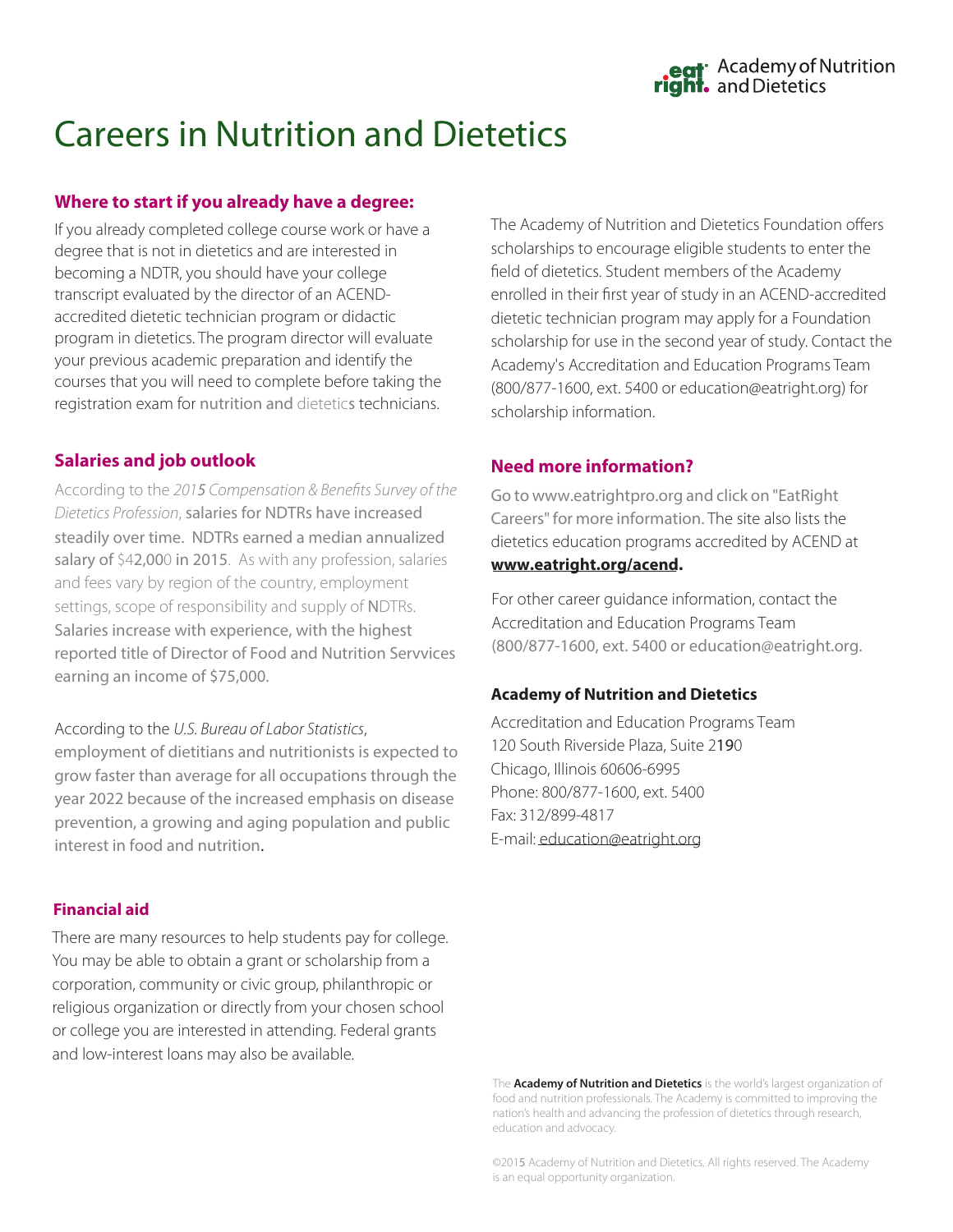# Careers in Nutrition and Dietetics

### Where to start if you already have a degree:

If you already completed college course work or have a degree that is not in dietetics and are interested in becoming a NDTR, you should have your college transcript evaluated by the director of an ACEND-accredited dietetic technician program or didactic program in dietetics. The program director will evaluate your previous academic preparation and identify the courses that you will need to complete before taking the registration exam for nutrition and dietetics technicians.

### Salaries and job outlook

According to the *2015 Compensation & Benefits Survey of the Dietetics Profession*, salaries for NDTRs have increased steadily over time. NDTRs earned a median annualized salary of $42,000 in 2015. As with any profession, salaries and fees vary by region of the country, employment settings, scope of responsibility and supply of NDTRs. Salaries increase with experience, with the highest reported title of Director of Food and Nutrition Servvices earning an income of $75,000.

According to the *U.S. Bureau of Labor Statistics*, employment of dietitians and nutritionists is expected to grow faster than average for all occupations through the year 2022 because of the increased emphasis on disease prevention, a growing and aging population and public interest in food and nutrition.

### Financial aid

There are many resources to help students pay for college. You may be able to obtain a grant or scholarship from a corporation, community or civic group, philanthropic or religious organization or directly from your chosen school or college you are interested in attending. Federal grants and low-interest loans may also be available.

The Academy of Nutrition and Dietetics Foundation offers scholarships to encourage eligible students to enter the field of dietetics. Student members of the Academy enrolled in their first year of study in an ACEND-accredited dietetic technician program may apply for a Foundation scholarship for use in the second year of study. Contact the Academy's Accreditation and Education Programs Team (800/877-1600, ext. 5400 or education@eatright.org) for scholarship information.

### Need more information?

Go to www.eatrightpro.org and click on "EatRight Careers" for more information. The site also lists the dietetics education programs accredited by ACEND at **www.eatright.org/acend.**

For other career guidance information, contact the Accreditation and Education Programs Team (800/877-1600, ext. 5400 or education@eatright.org.

**Academy of Nutrition and Dietetics**

Accreditation and Education Programs Team
120 South Riverside Plaza, Suite 2190
Chicago, Illinois 60606-6995
Phone: 800/877-1600, ext. 5400
Fax: 312/899-4817
E-mail: education@eatright.org

The **Academy of Nutrition and Dietetics** is the world's largest organization of food and nutrition professionals. The Academy is committed to improving the nation's health and advancing the profession of dietetics through research, education and advocacy.

©2015 Academy of Nutrition and Dietetics. All rights reserved. The Academy is an equal opportunity organization.